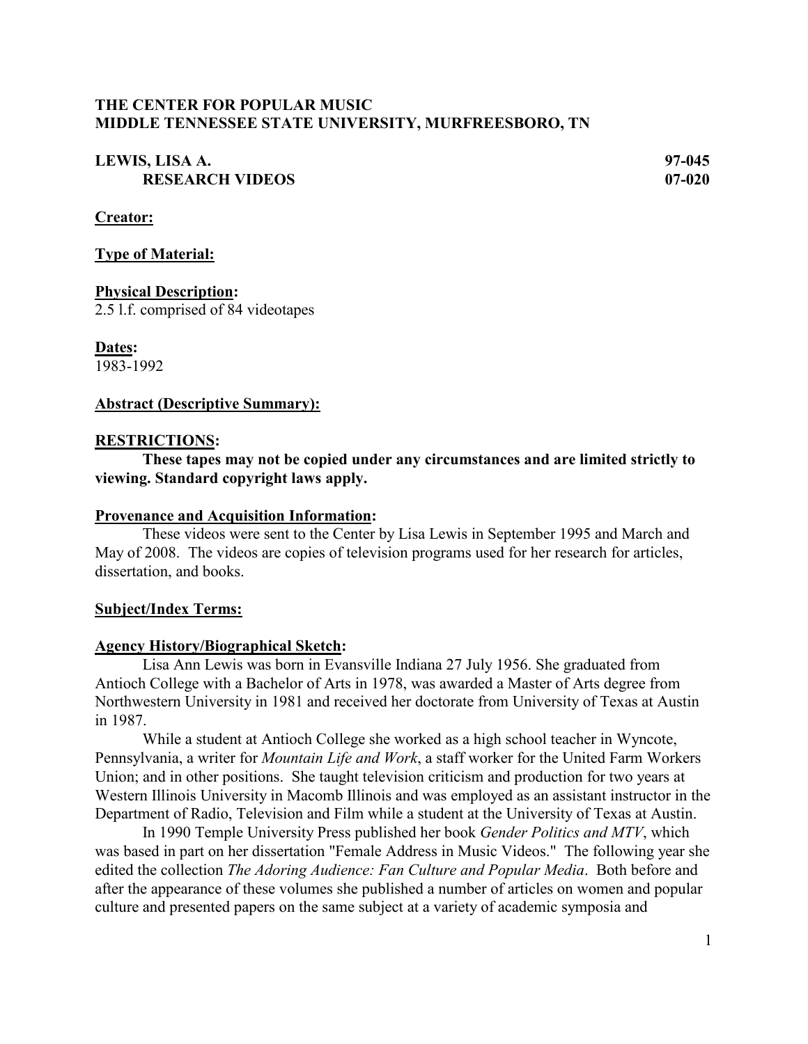**THE CENTER FOR POPULAR MUSIC**
**MIDDLE TENNESSEE STATE UNIVERSITY, MURFREESBORO, TN**

**LEWIS, LISA A.** **97-045**
**RESEARCH VIDEOS** **07-020**

**Creator:**

**Type of Material:**

**Physical Description:**
2.5 l.f. comprised of 84 videotapes

**Dates:**
1983-1992

**Abstract (Descriptive Summary):**

**RESTRICTIONS:**
**These tapes may not be copied under any circumstances and are limited strictly to viewing. Standard copyright laws apply.**

**Provenance and Acquisition Information:**
These videos were sent to the Center by Lisa Lewis in September 1995 and March and May of 2008. The videos are copies of television programs used for her research for articles, dissertation, and books.

**Subject/Index Terms:**

**Agency History/Biographical Sketch:**
Lisa Ann Lewis was born in Evansville Indiana 27 July 1956. She graduated from Antioch College with a Bachelor of Arts in 1978, was awarded a Master of Arts degree from Northwestern University in 1981 and received her doctorate from University of Texas at Austin in 1987.

While a student at Antioch College she worked as a high school teacher in Wyncote, Pennsylvania, a writer for *Mountain Life and Work*, a staff worker for the United Farm Workers Union; and in other positions. She taught television criticism and production for two years at Western Illinois University in Macomb Illinois and was employed as an assistant instructor in the Department of Radio, Television and Film while a student at the University of Texas at Austin.

In 1990 Temple University Press published her book *Gender Politics and MTV*, which was based in part on her dissertation "Female Address in Music Videos." The following year she edited the collection *The Adoring Audience: Fan Culture and Popular Media*. Both before and after the appearance of these volumes she published a number of articles on women and popular culture and presented papers on the same subject at a variety of academic symposia and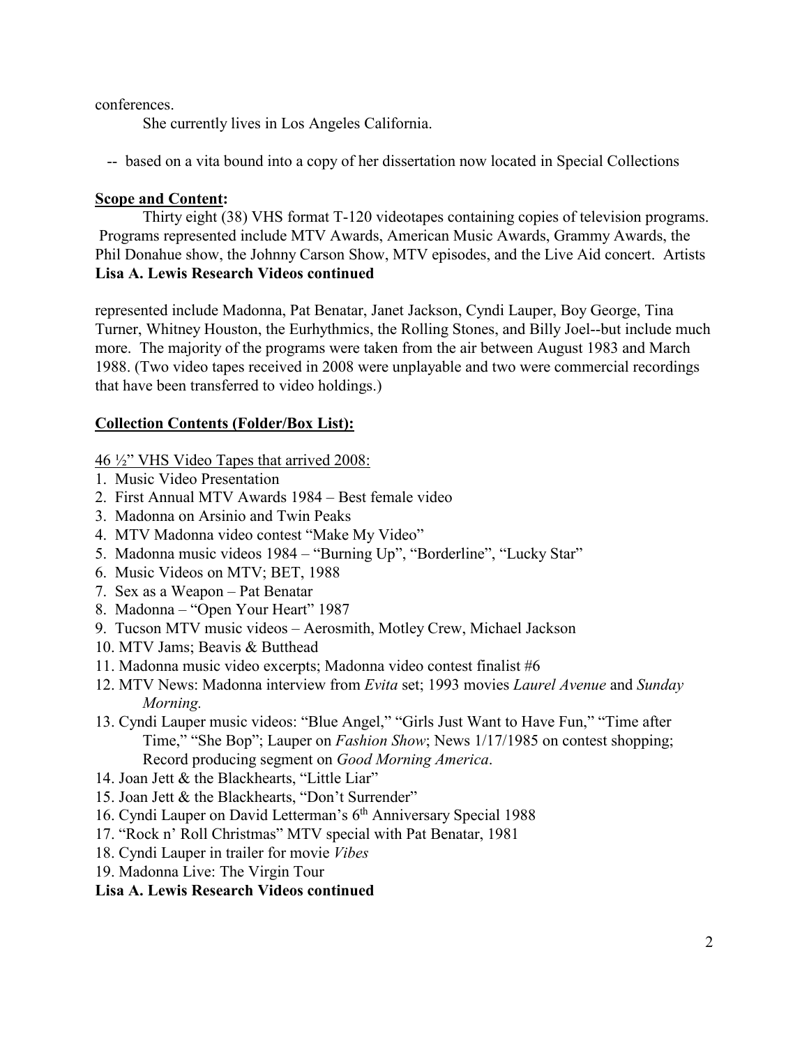conferences.

She currently lives in Los Angeles California.

-- based on a vita bound into a copy of her dissertation now located in Special Collections

**Scope and Content:**

Thirty eight (38) VHS format T-120 videotapes containing copies of television programs. Programs represented include MTV Awards, American Music Awards, Grammy Awards, the Phil Donahue show, the Johnny Carson Show, MTV episodes, and the Live Aid concert. Artists represented include Madonna, Pat Benatar, Janet Jackson, Cyndi Lauper, Boy George, Tina Turner, Whitney Houston, the Eurhythmics, the Rolling Stones, and Billy Joel--but include much more. The majority of the programs were taken from the air between August 1983 and March 1988. (Two video tapes received in 2008 were unplayable and two were commercial recordings that have been transferred to video holdings.)

**Collection Contents (Folder/Box List):**

46 ½" VHS Video Tapes that arrived 2008:

1. Music Video Presentation
2. First Annual MTV Awards 1984 – Best female video
3. Madonna on Arsinio and Twin Peaks
4. MTV Madonna video contest "Make My Video"
5. Madonna music videos 1984 – "Burning Up", "Borderline", "Lucky Star"
6. Music Videos on MTV; BET, 1988
7. Sex as a Weapon – Pat Benatar
8. Madonna – "Open Your Heart" 1987
9. Tucson MTV music videos – Aerosmith, Motley Crew, Michael Jackson
10. MTV Jams; Beavis & Butthead
11. Madonna music video excerpts; Madonna video contest finalist #6
12. MTV News: Madonna interview from *Evita* set; 1993 movies *Laurel Avenue* and *Sunday Morning.*
13. Cyndi Lauper music videos: "Blue Angel," "Girls Just Want to Have Fun," "Time after Time," "She Bop"; Lauper on *Fashion Show*; News 1/17/1985 on contest shopping; Record producing segment on *Good Morning America*.
14. Joan Jett & the Blackhearts, "Little Liar"
15. Joan Jett & the Blackhearts, "Don't Surrender"
16. Cyndi Lauper on David Letterman's 6th Anniversary Special 1988
17. "Rock n' Roll Christmas" MTV special with Pat Benatar, 1981
18. Cyndi Lauper in trailer for movie *Vibes*
19. Madonna Live: The Virgin Tour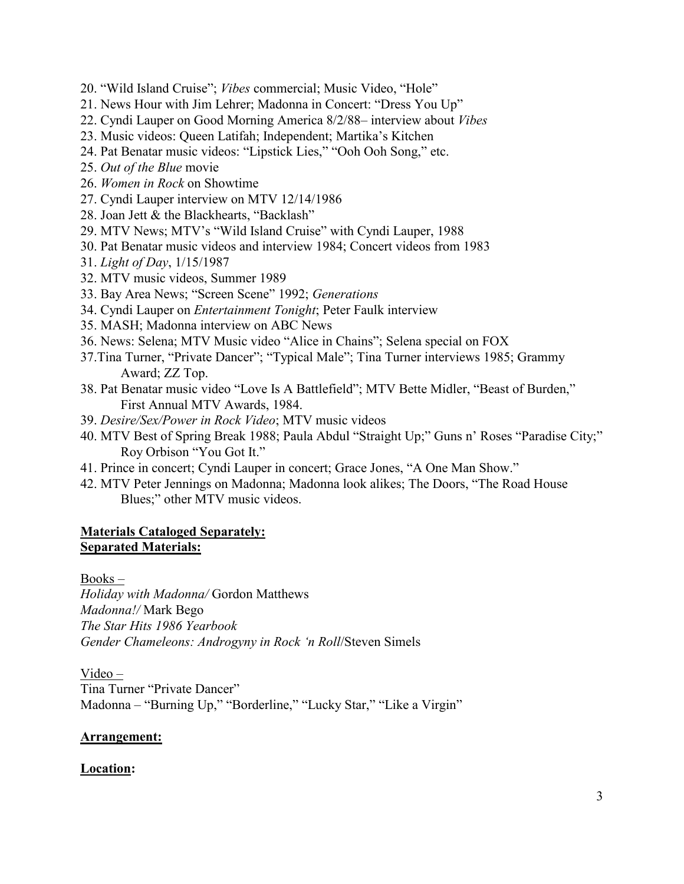20. “Wild Island Cruise”; *Vibes* commercial; Music Video, “Hole”
21. News Hour with Jim Lehrer; Madonna in Concert: “Dress You Up”
22. Cyndi Lauper on Good Morning America 8/2/88– interview about *Vibes*
23. Music videos: Queen Latifah; Independent; Martika’s Kitchen
24. Pat Benatar music videos: “Lipstick Lies,” “Ooh Ooh Song,” etc.
25. *Out of the Blue* movie
26. *Women in Rock* on Showtime
27. Cyndi Lauper interview on MTV 12/14/1986
28. Joan Jett & the Blackhearts, “Backlash”
29. MTV News; MTV’s “Wild Island Cruise” with Cyndi Lauper, 1988
30. Pat Benatar music videos and interview 1984; Concert videos from 1983
31. *Light of Day*, 1/15/1987
32. MTV music videos, Summer 1989
33. Bay Area News; “Screen Scene” 1992; *Generations*
34. Cyndi Lauper on *Entertainment Tonight*; Peter Faulk interview
35. MASH; Madonna interview on ABC News
36. News: Selena; MTV Music video “Alice in Chains”; Selena special on FOX
37. Tina Turner, “Private Dancer”; “Typical Male”; Tina Turner interviews 1985; Grammy Award; ZZ Top.
38. Pat Benatar music video “Love Is A Battlefield”; MTV Bette Midler, “Beast of Burden,” First Annual MTV Awards, 1984.
39. *Desire/Sex/Power in Rock Video*; MTV music videos
40. MTV Best of Spring Break 1988; Paula Abdul “Straight Up;” Guns n’ Roses “Paradise City;” Roy Orbison “You Got It.”
41. Prince in concert; Cyndi Lauper in concert; Grace Jones, “A One Man Show.”
42. MTV Peter Jennings on Madonna; Madonna look alikes; The Doors, “The Road House Blues;” other MTV music videos.

**Materials Cataloged Separately:**
**Separated Materials:**

Books –
*Holiday with Madonna/* Gordon Matthews
*Madonna!/* Mark Bego
*The Star Hits 1986 Yearbook*
*Gender Chameleons: Androgyny in Rock ‘n Roll*/Steven Simels

Video –
Tina Turner “Private Dancer”
Madonna – “Burning Up,” “Borderline,” “Lucky Star,” “Like a Virgin”

**Arrangement:**

**Location:**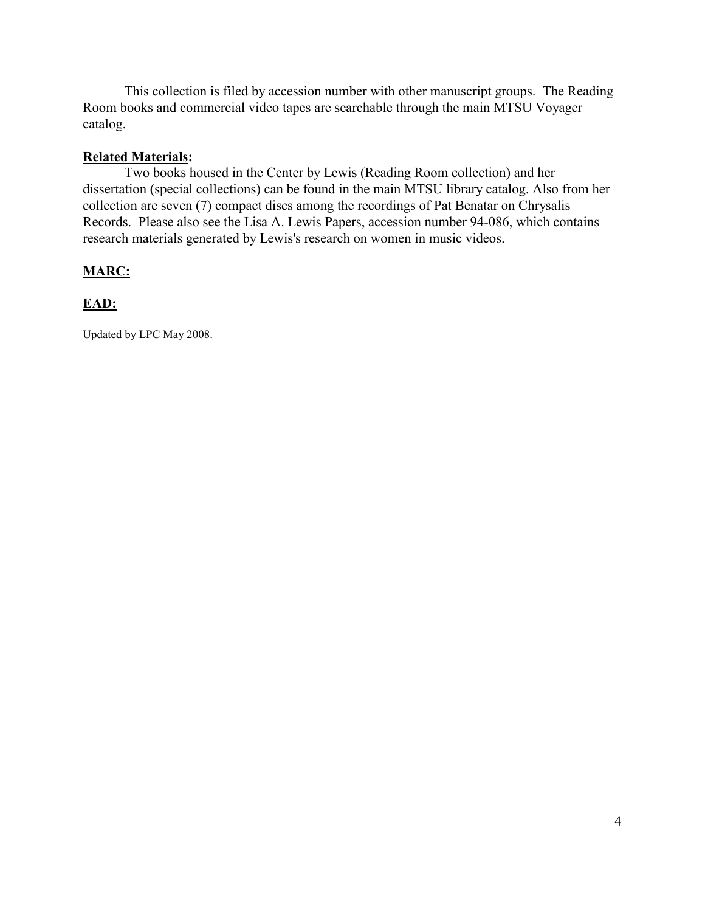This collection is filed by accession number with other manuscript groups. The Reading Room books and commercial video tapes are searchable through the main MTSU Voyager catalog.

**Related Materials:**

Two books housed in the Center by Lewis (Reading Room collection) and her dissertation (special collections) can be found in the main MTSU library catalog. Also from her collection are seven (7) compact discs among the recordings of Pat Benatar on Chrysalis Records. Please also see the Lisa A. Lewis Papers, accession number 94-086, which contains research materials generated by Lewis's research on women in music videos.

**MARC:**

**EAD:**

Updated by LPC May 2008.